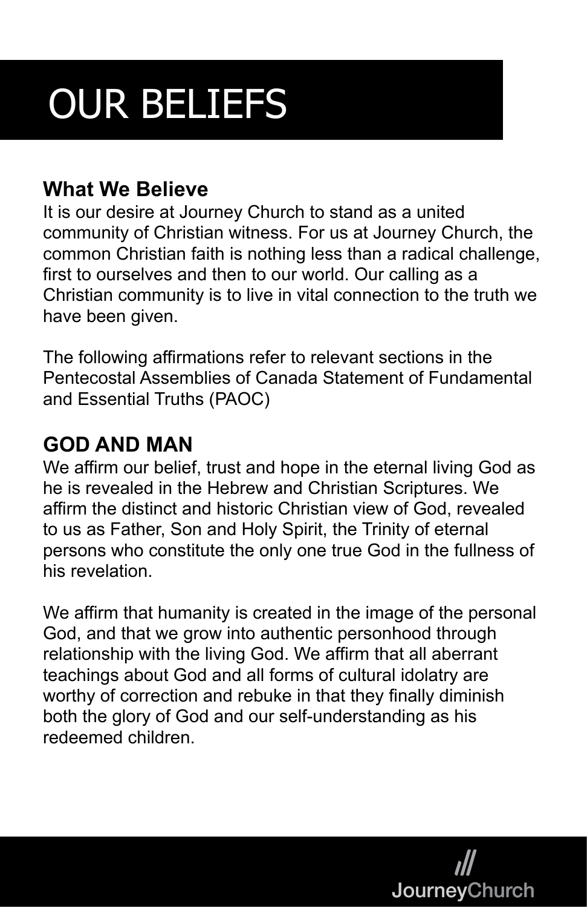# OUR BELIEFS

## What We Believe

It is our desire at Journey Church to stand as a united community of Christian witness. For us at Journey Church, the common Christian faith is nothing less than a radical challenge, first to ourselves and then to our world. Our calling as a Christian community is to live in vital connection to the truth we have been given.

The following affirmations refer to relevant sections in the Pentecostal Assemblies of Canada Statement of Fundamental and Essential Truths (PAOC)

## GOD AND MAN

We affirm our belief, trust and hope in the eternal living God as he is revealed in the Hebrew and Christian Scriptures. We affirm the distinct and historic Christian view of God, revealed to us as Father, Son and Holy Spirit, the Trinity of eternal persons who constitute the only one true God in the fullness of his revelation.

We affirm that humanity is created in the image of the personal God, and that we grow into authentic personhood through relationship with the living God. We affirm that all aberrant teachings about God and all forms of cultural idolatry are worthy of correction and rebuke in that they finally diminish both the glory of God and our self-understanding as his redeemed children.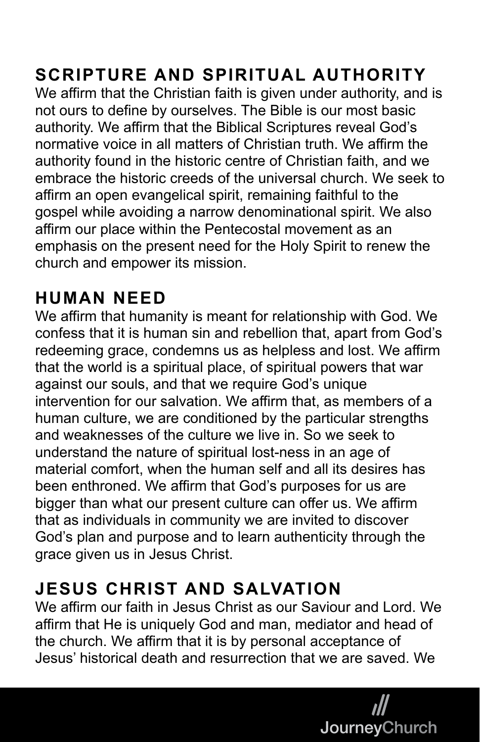## SCRIPTURE AND SPIRITUAL AUTHORITY

We affirm that the Christian faith is given under authority, and is not ours to define by ourselves. The Bible is our most basic authority. We affirm that the Biblical Scriptures reveal God's normative voice in all matters of Christian truth. We affirm the authority found in the historic centre of Christian faith, and we embrace the historic creeds of the universal church. We seek to affirm an open evangelical spirit, remaining faithful to the gospel while avoiding a narrow denominational spirit. We also affirm our place within the Pentecostal movement as an emphasis on the present need for the Holy Spirit to renew the church and empower its mission.

## HUMAN NEED

We affirm that humanity is meant for relationship with God. We confess that it is human sin and rebellion that, apart from God's redeeming grace, condemns us as helpless and lost. We affirm that the world is a spiritual place, of spiritual powers that war against our souls, and that we require God's unique intervention for our salvation. We affirm that, as members of a human culture, we are conditioned by the particular strengths and weaknesses of the culture we live in. So we seek to understand the nature of spiritual lost-ness in an age of material comfort, when the human self and all its desires has been enthroned. We affirm that God's purposes for us are bigger than what our present culture can offer us. We affirm that as individuals in community we are invited to discover God's plan and purpose and to learn authenticity through the grace given us in Jesus Christ.

## JESUS CHRIST AND SALVATION

We affirm our faith in Jesus Christ as our Saviour and Lord. We affirm that He is uniquely God and man, mediator and head of the church. We affirm that it is by personal acceptance of Jesus' historical death and resurrection that we are saved. We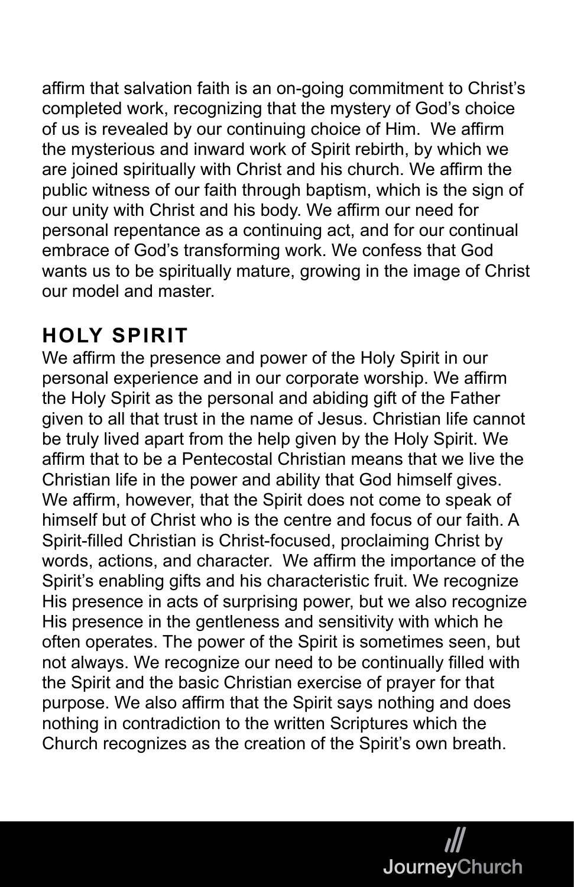affirm that salvation faith is an on-going commitment to Christ's completed work, recognizing that the mystery of God's choice of us is revealed by our continuing choice of Him. We affirm the mysterious and inward work of Spirit rebirth, by which we are joined spiritually with Christ and his church. We affirm the public witness of our faith through baptism, which is the sign of our unity with Christ and his body. We affirm our need for personal repentance as a continuing act, and for our continual embrace of God's transforming work. We confess that God wants us to be spiritually mature, growing in the image of Christ our model and master.

## HOLY SPIRIT

We affirm the presence and power of the Holy Spirit in our personal experience and in our corporate worship. We affirm the Holy Spirit as the personal and abiding gift of the Father given to all that trust in the name of Jesus. Christian life cannot be truly lived apart from the help given by the Holy Spirit. We affirm that to be a Pentecostal Christian means that we live the Christian life in the power and ability that God himself gives. We affirm, however, that the Spirit does not come to speak of himself but of Christ who is the centre and focus of our faith. A Spirit-filled Christian is Christ-focused, proclaiming Christ by words, actions, and character. We affirm the importance of the Spirit's enabling gifts and his characteristic fruit. We recognize His presence in acts of surprising power, but we also recognize His presence in the gentleness and sensitivity with which he often operates. The power of the Spirit is sometimes seen, but not always. We recognize our need to be continually filled with the Spirit and the basic Christian exercise of prayer for that purpose. We also affirm that the Spirit says nothing and does nothing in contradiction to the written Scriptures which the Church recognizes as the creation of the Spirit's own breath.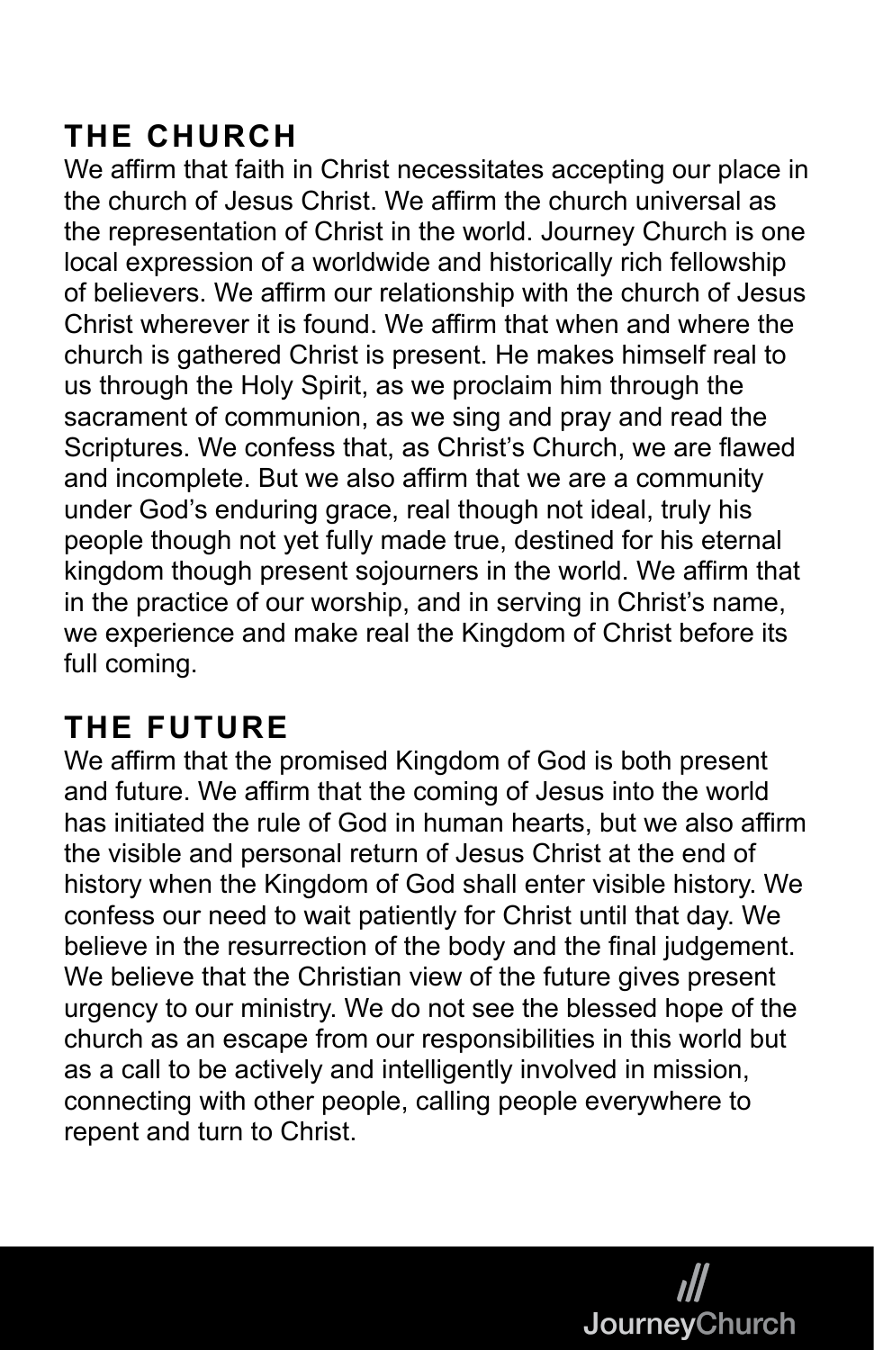## THE CHURCH

We affirm that faith in Christ necessitates accepting our place in the church of Jesus Christ. We affirm the church universal as the representation of Christ in the world. Journey Church is one local expression of a worldwide and historically rich fellowship of believers. We affirm our relationship with the church of Jesus Christ wherever it is found. We affirm that when and where the church is gathered Christ is present. He makes himself real to us through the Holy Spirit, as we proclaim him through the sacrament of communion, as we sing and pray and read the Scriptures. We confess that, as Christ's Church, we are flawed and incomplete. But we also affirm that we are a community under God's enduring grace, real though not ideal, truly his people though not yet fully made true, destined for his eternal kingdom though present sojourners in the world. We affirm that in the practice of our worship, and in serving in Christ's name, we experience and make real the Kingdom of Christ before its full coming.

## THE FUTURE

We affirm that the promised Kingdom of God is both present and future. We affirm that the coming of Jesus into the world has initiated the rule of God in human hearts, but we also affirm the visible and personal return of Jesus Christ at the end of history when the Kingdom of God shall enter visible history. We confess our need to wait patiently for Christ until that day. We believe in the resurrection of the body and the final judgement. We believe that the Christian view of the future gives present urgency to our ministry. We do not see the blessed hope of the church as an escape from our responsibilities in this world but as a call to be actively and intelligently involved in mission, connecting with other people, calling people everywhere to repent and turn to Christ.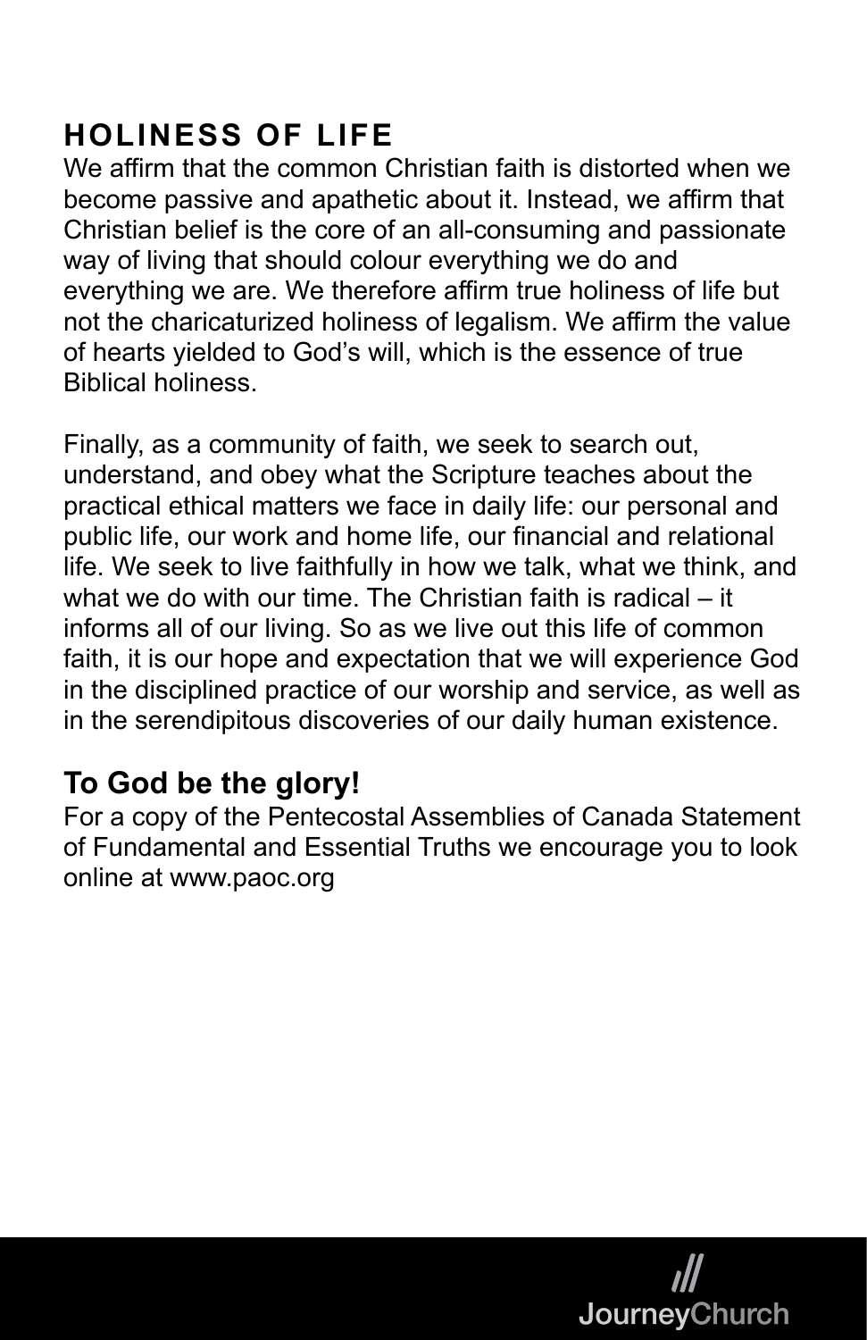## HOLINESS OF LIFE

We affirm that the common Christian faith is distorted when we become passive and apathetic about it. Instead, we affirm that Christian belief is the core of an all-consuming and passionate way of living that should colour everything we do and everything we are. We therefore affirm true holiness of life but not the charicaturized holiness of legalism. We affirm the value of hearts yielded to God's will, which is the essence of true Biblical holiness.

Finally, as a community of faith, we seek to search out, understand, and obey what the Scripture teaches about the practical ethical matters we face in daily life: our personal and public life, our work and home life, our financial and relational life. We seek to live faithfully in how we talk, what we think, and what we do with our time. The Christian faith is radical – it informs all of our living. So as we live out this life of common faith, it is our hope and expectation that we will experience God in the disciplined practice of our worship and service, as well as in the serendipitous discoveries of our daily human existence.

### To God be the glory!

For a copy of the Pentecostal Assemblies of Canada Statement of Fundamental and Essential Truths we encourage you to look online at www.paoc.org

JourneyChurch